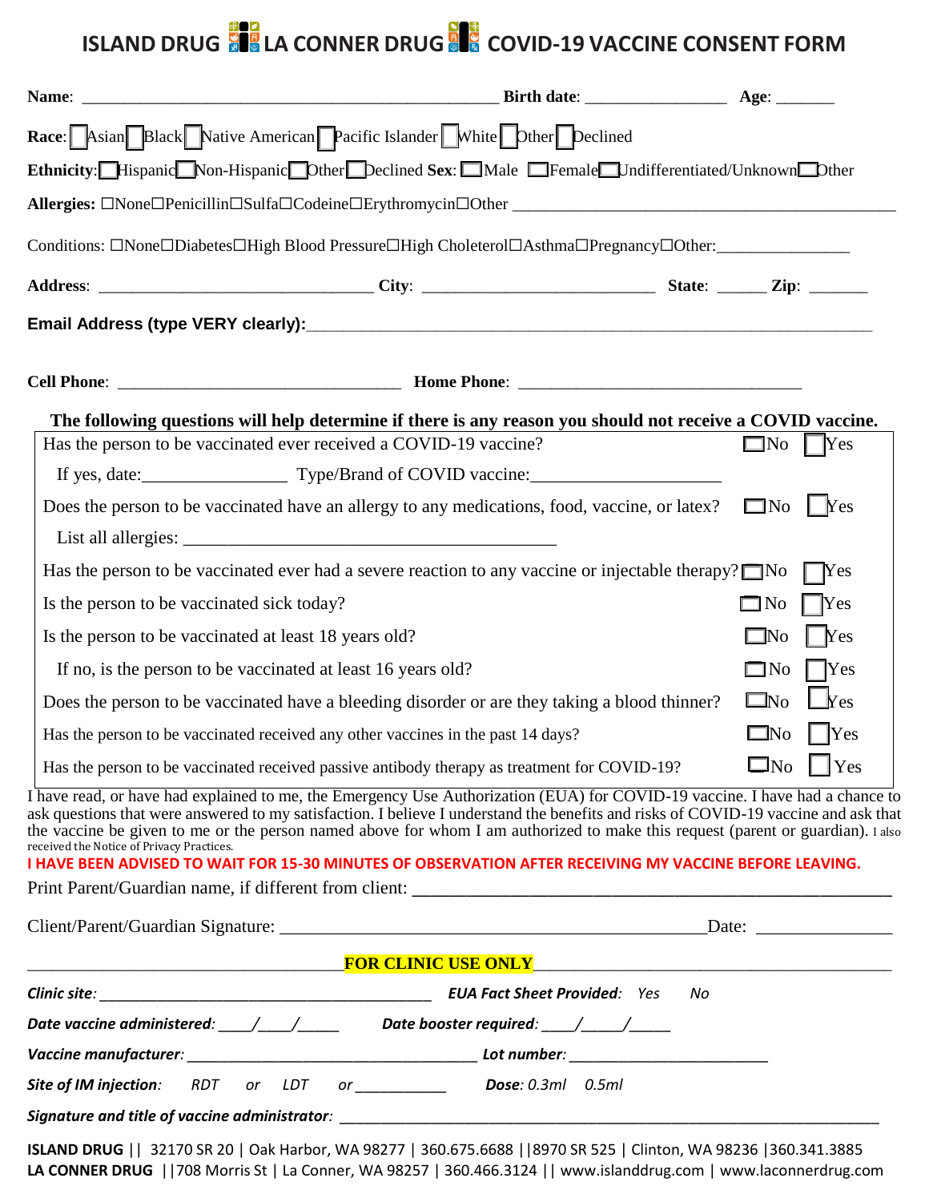# ISLAND DRUG LA CONNER DRUG COVID-19 VACCINE CONSENT FORM

**Name**: ______________________________________________ **Birth date**: ________________ **Age**: _______

**Race**: ☐Asian ☐Black ☐Native American ☐Pacific Islander ☐White ☐Other ☐Declined

**Ethnicity**: ☐Hispanic ☐Non-Hispanic ☐Other ☐Declined **Sex**: ☐Male ☐Female ☐Undifferentiated/Unknown ☐Other

**Allergies:** ☐None ☐Penicillin ☐Sulfa ☐Codeine ☐Erythromycin ☐Other ____________________________________________

Conditions: ☐None ☐Diabetes ☐High Blood Pressure ☐High Choleterol ☐Asthma ☐Pregnancy ☐Other: _______________

**Address**: _______________________________ **City**: ___________________________ **State**: ______ **Zip**: _______

**Email Address (type VERY clearly):**_____________________________________________________________

**Cell Phone**: _________________________________ **Home Phone**: _________________________________

**The following questions will help determine if there is any reason you should not receive a COVID vaccine.**

| Question | No | Yes |
|---|---|---|
| Has the person to be vaccinated ever received a COVID-19 vaccine? | ☐No | ☐Yes |
| If yes, date:________________ Type/Brand of COVID vaccine:_____________________ | | |
| Does the person to be vaccinated have an allergy to any medications, food, vaccine, or latex? | ☐No | ☐Yes |
| List all allergies: ___________________________________________ | | |
| Has the person to be vaccinated ever had a severe reaction to any vaccine or injectable therapy? | ☐No | ☐Yes |
| Is the person to be vaccinated sick today? | ☐No | ☐Yes |
| Is the person to be vaccinated at least 18 years old? | ☐No | ☐Yes |
| If no, is the person to be vaccinated at least 16 years old? | ☐No | ☐Yes |
| Does the person to be vaccinated have a bleeding disorder or are they taking a blood thinner? | ☐No | ☐Yes |
| Has the person to be vaccinated received any other vaccines in the past 14 days? | ☐No | ☐Yes |
| Has the person to be vaccinated received passive antibody therapy as treatment for COVID-19? | ☐No | ☐Yes |

I have read, or have had explained to me, the Emergency Use Authorization (EUA) for COVID-19 vaccine. I have had a chance to ask questions that were answered to my satisfaction. I believe I understand the benefits and risks of COVID-19 vaccine and ask that the vaccine be given to me or the person named above for whom I am authorized to make this request (parent or guardian). I also received the Notice of Privacy Practices.

**I HAVE BEEN ADVISED TO WAIT FOR 15-30 MINUTES OF OBSERVATION AFTER RECEIVING MY VACCINE BEFORE LEAVING.**

Print Parent/Guardian name, if different from client: _____________________________________________

Client/Parent/Guardian Signature: _____________________________________________ Date: _______________

**FOR CLINIC USE ONLY**

***Clinic site***: ________________________________________ ***EUA Fact Sheet Provided***: *Yes No*

***Date vaccine administered***: ____/____/_____ ***Date booster required***: ____/_____/_____

***Vaccine manufacturer***: __________________________________ ***Lot number***: _______________________

***Site of IM injection***: *RDT or LDT or* ___________ ***Dose***: *0.3ml 0.5ml*

***Signature and title of vaccine administrator***: ______________________________________________________

**ISLAND DRUG** || 32170 SR 20 | Oak Harbor, WA 98277 | 360.675.6688 ||8970 SR 525 | Clinton, WA 98236 |360.341.3885
**LA CONNER DRUG** ||708 Morris St | La Conner, WA 98257 | 360.466.3124 || www.islanddrug.com | www.laconnerdrug.com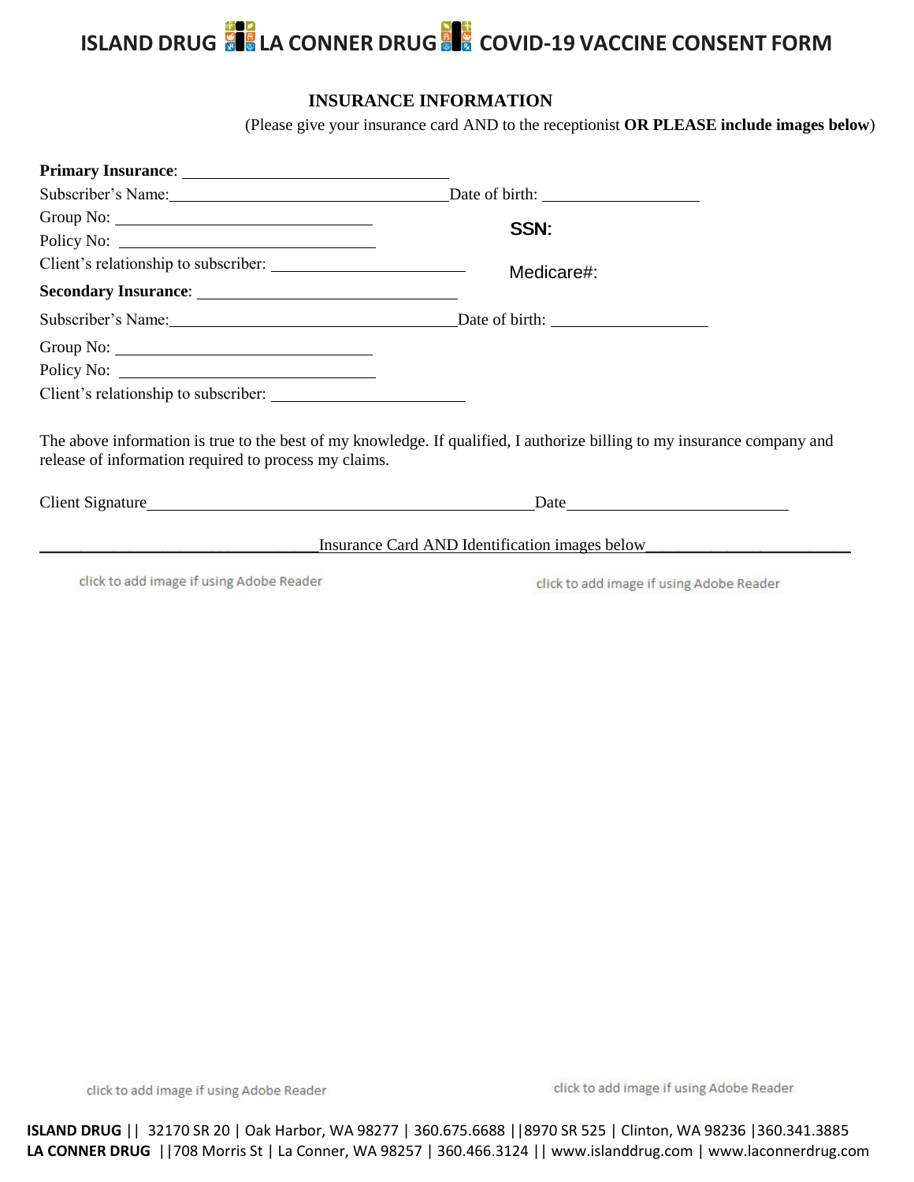# ISLAND DRUG LA CONNER DRUG COVID-19 VACCINE CONSENT FORM

## INSURANCE INFORMATION

(Please give your insurance card AND to the receptionist **OR PLEASE include images below**)

**Primary Insurance**: ______________________________

Subscriber's Name: ______________________________ Date of birth: __________________

Group No: ______________________________

Policy No: ______________________________

SSN:

Client's relationship to subscriber: ______________________

Medicare#:

**Secondary Insurance**: ______________________________

Subscriber's Name: ______________________________ Date of birth: __________________

Group No: ______________________________

Policy No: ______________________________

Client's relationship to subscriber: ______________________

The above information is true to the best of my knowledge. If qualified, I authorize billing to my insurance company and release of information required to process my claims.

Client Signature ______________________________________________ Date __________________________

Insurance Card AND Identification images below

click to add image if using Adobe Reader

click to add image if using Adobe Reader

click to add image if using Adobe Reader

click to add image if using Adobe Reader

**ISLAND DRUG** || 32170 SR 20 | Oak Harbor, WA 98277 | 360.675.6688 ||8970 SR 525 | Clinton, WA 98236 |360.341.3885
**LA CONNER DRUG** ||708 Morris St | La Conner, WA 98257 | 360.466.3124 || www.islanddrug.com | www.laconnerdrug.com